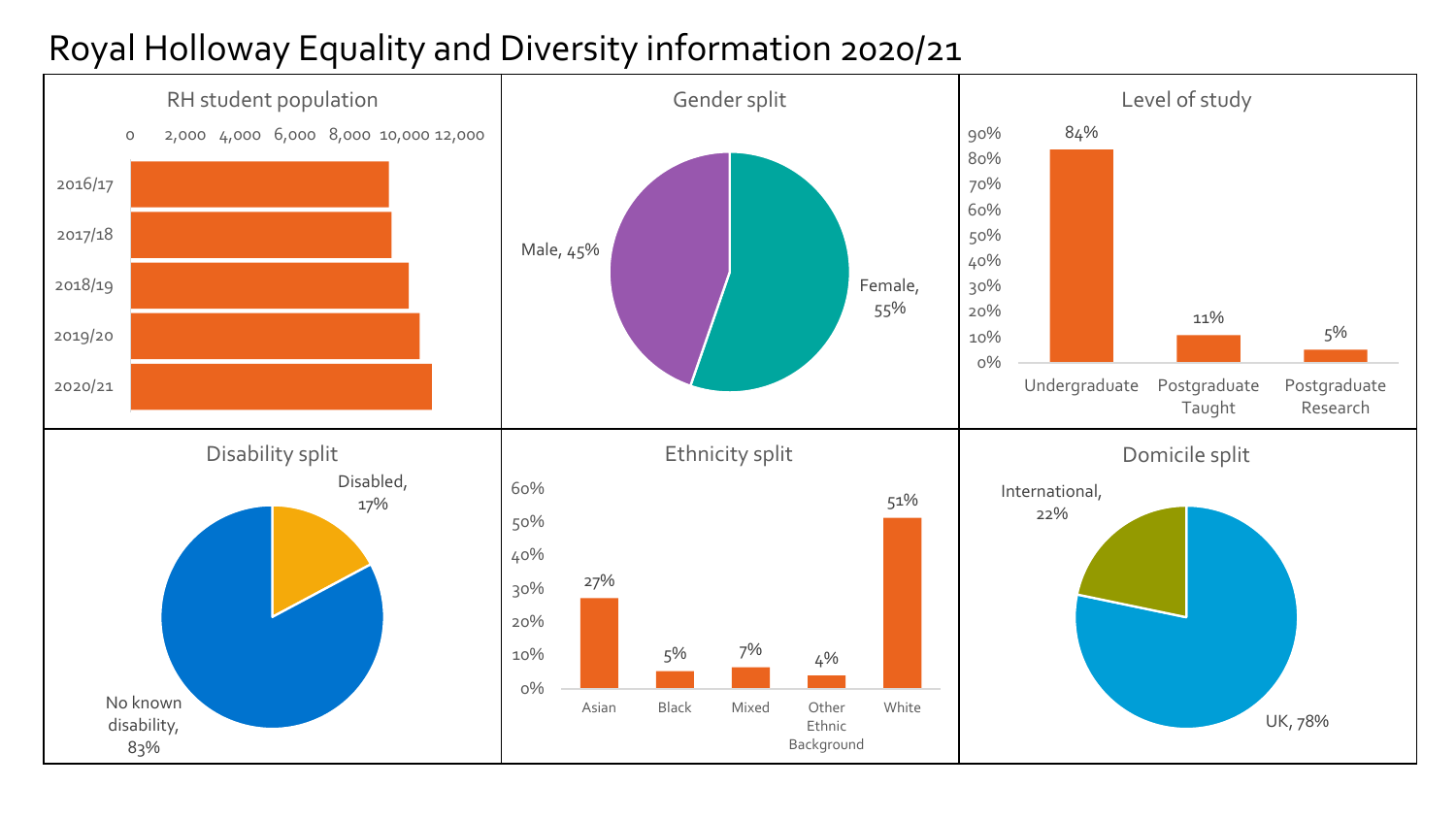# Royal Holloway Equality and Diversity information 2020/21

## RH student population

| Year | Students |
| --- | --- |
| 2016/17 | |
| 2017/18 | |
| 2018/19 | |
| 2019/20 | |
| 2020/21 | |

Axis: 0, 2,000, 4,000, 6,000, 8,000, 10,000, 12,000

## Gender split

| Gender | % |
| --- | --- |
| Male | 45% |
| Female | 55% |

## Level of study

| Level | % |
| --- | --- |
| Undergraduate | 84% |
| Postgraduate Taught | 11% |
| Postgraduate Research | 5% |

## Disability split

| Disability | % |
| --- | --- |
| Disabled | 17% |
| No known disability | 83% |

## Ethnicity split

| Ethnicity | % |
| --- | --- |
| Asian | 27% |
| Black | 5% |
| Mixed | 7% |
| Other Ethnic Background | 4% |
| White | 51% |

## Domicile split

| Domicile | % |
| --- | --- |
| International | 22% |
| UK | 78% |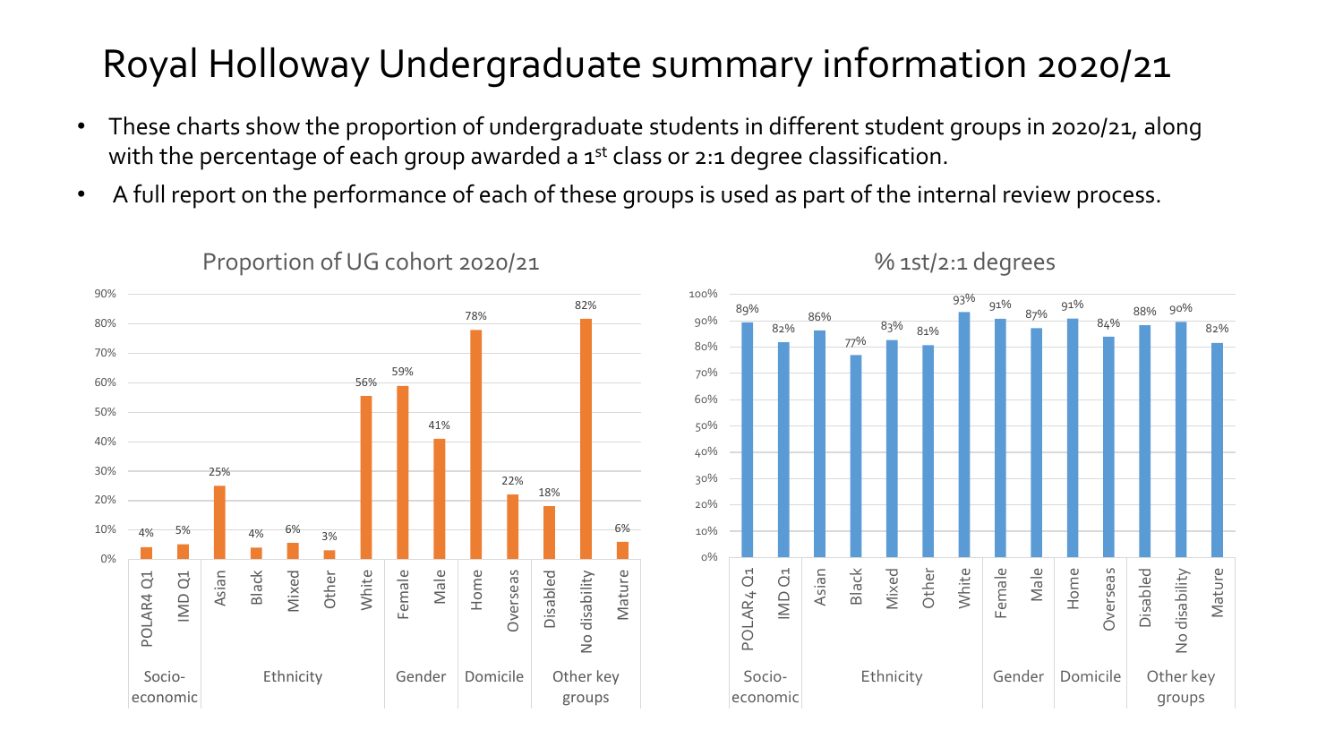# Royal Holloway Undergraduate summary information 2020/21

- These charts show the proportion of undergraduate students in different student groups in 2020/21, along with the percentage of each group awarded a 1st class or 2:1 degree classification.
- A full report on the performance of each of these groups is used as part of the internal review process.

**Proportion of UG cohort 2020/21**

| Category | Group | Proportion |
|---|---|---|
| Socio-economic | POLAR4 Q1 | 4% |
| | IMD Q1 | 5% |
| Ethnicity | Asian | 25% |
| | Black | 4% |
| | Mixed | 6% |
| | Other | 3% |
| | White | 56% |
| Gender | Female | 59% |
| | Male | 41% |
| Domicile | Home | 78% |
| | Overseas | 22% |
| Other key groups | Disabled | 18% |
| | No disability | 82% |
| | Mature | 6% |

**% 1st/2:1 degrees**

| Category | Group | % 1st/2:1 |
|---|---|---|
| Socio-economic | POLAR4 Q1 | 89% |
| | IMD Q1 | 82% |
| Ethnicity | Asian | 86% |
| | Black | 77% |
| | Mixed | 83% |
| | Other | 81% |
| | White | 93% |
| Gender | Female | 91% |
| | Male | 87% |
| Domicile | Home | 91% |
| | Overseas | 84% |
| Other key groups | Disabled | 88% |
| | No disability | 90% |
| | Mature | 82% |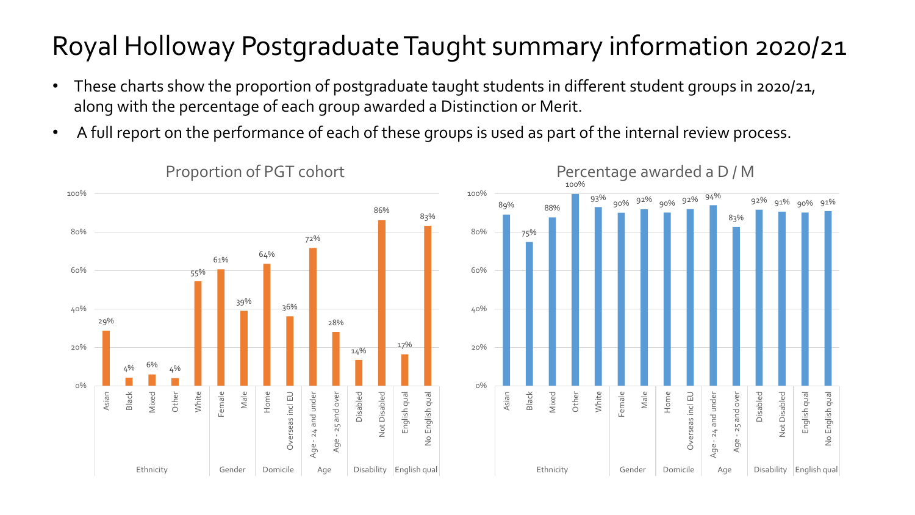# Royal Holloway Postgraduate Taught summary information 2020/21

- These charts show the proportion of postgraduate taught students in different student groups in 2020/21, along with the percentage of each group awarded a Distinction or Merit.
- A full report on the performance of each of these groups is used as part of the internal review process.

Proportion of PGT cohort

100%
80%
60%
40%
20%
0%

29%
4%
6%
4%
55%
61%
39%
64%
36%
72%
28%
14%
86%
17%
83%

Asian
Black
Mixed
Other
White
Female
Male
Home
Overseas incl EU
Age - 24 and under
Age - 25 and over
Disabled
Not Disabled
English qual
No English qual

Ethnicity
Gender
Domicile
Age
Disability
English qual

Percentage awarded a D / M

100%
80%
60%
40%
20%
0%

89%
75%
88%
100%
93%
90%
92%
90%
92%
94%
83%
92%
91%
90%
91%

Asian
Black
Mixed
Other
White
Female
Male
Home
Overseas incl EU
Age - 24 and under
Age - 25 and over
Disabled
Not Disabled
English qual
No English qual

Ethnicity
Gender
Domicile
Age
Disability
English qual